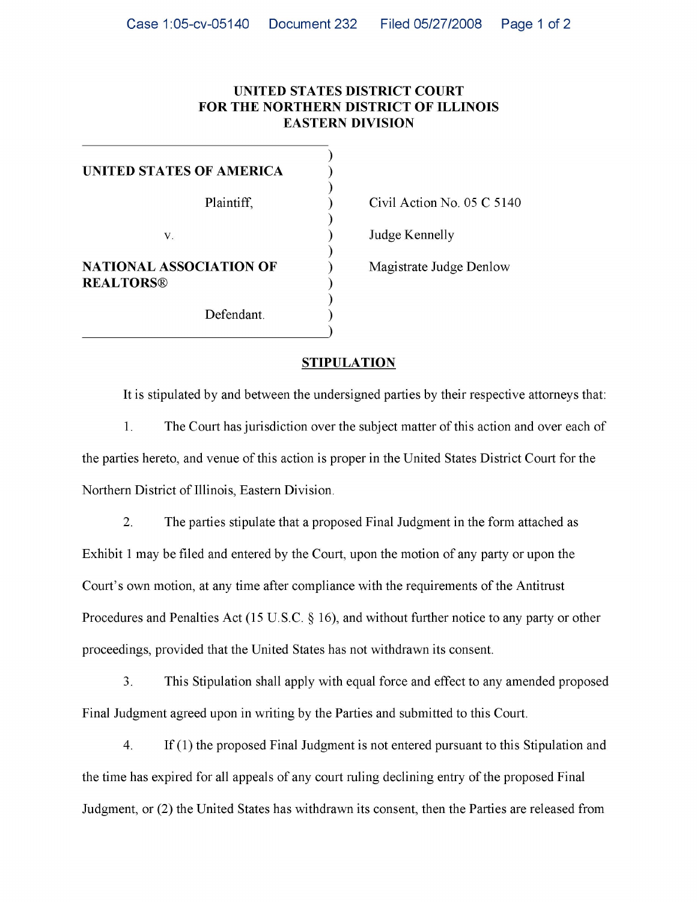UNITED STATES DISTRICT COURT
FOR THE NORTHERN DISTRICT OF ILLINOIS
EASTERN DIVISION

| | |
|---|---|
| **UNITED STATES OF AMERICA** | |
| Plaintiff, | Civil Action No. 05 C 5140 |
| v. | Judge Kennelly |
| **NATIONAL ASSOCIATION OF REALTORS®** | Magistrate Judge Denlow |
| Defendant. | |

## STIPULATION

It is stipulated by and between the undersigned parties by their respective attorneys that:

1. The Court has jurisdiction over the subject matter of this action and over each of the parties hereto, and venue of this action is proper in the United States District Court for the Northern District of Illinois, Eastern Division.

2. The parties stipulate that a proposed Final Judgment in the form attached as Exhibit 1 may be filed and entered by the Court, upon the motion of any party or upon the Court's own motion, at any time after compliance with the requirements of the Antitrust Procedures and Penalties Act (15 U.S.C. § 16), and without further notice to any party or other proceedings, provided that the United States has not withdrawn its consent.

3. This Stipulation shall apply with equal force and effect to any amended proposed Final Judgment agreed upon in writing by the Parties and submitted to this Court.

4. If (1) the proposed Final Judgment is not entered pursuant to this Stipulation and the time has expired for all appeals of any court ruling declining entry of the proposed Final Judgment, or (2) the United States has withdrawn its consent, then the Parties are released from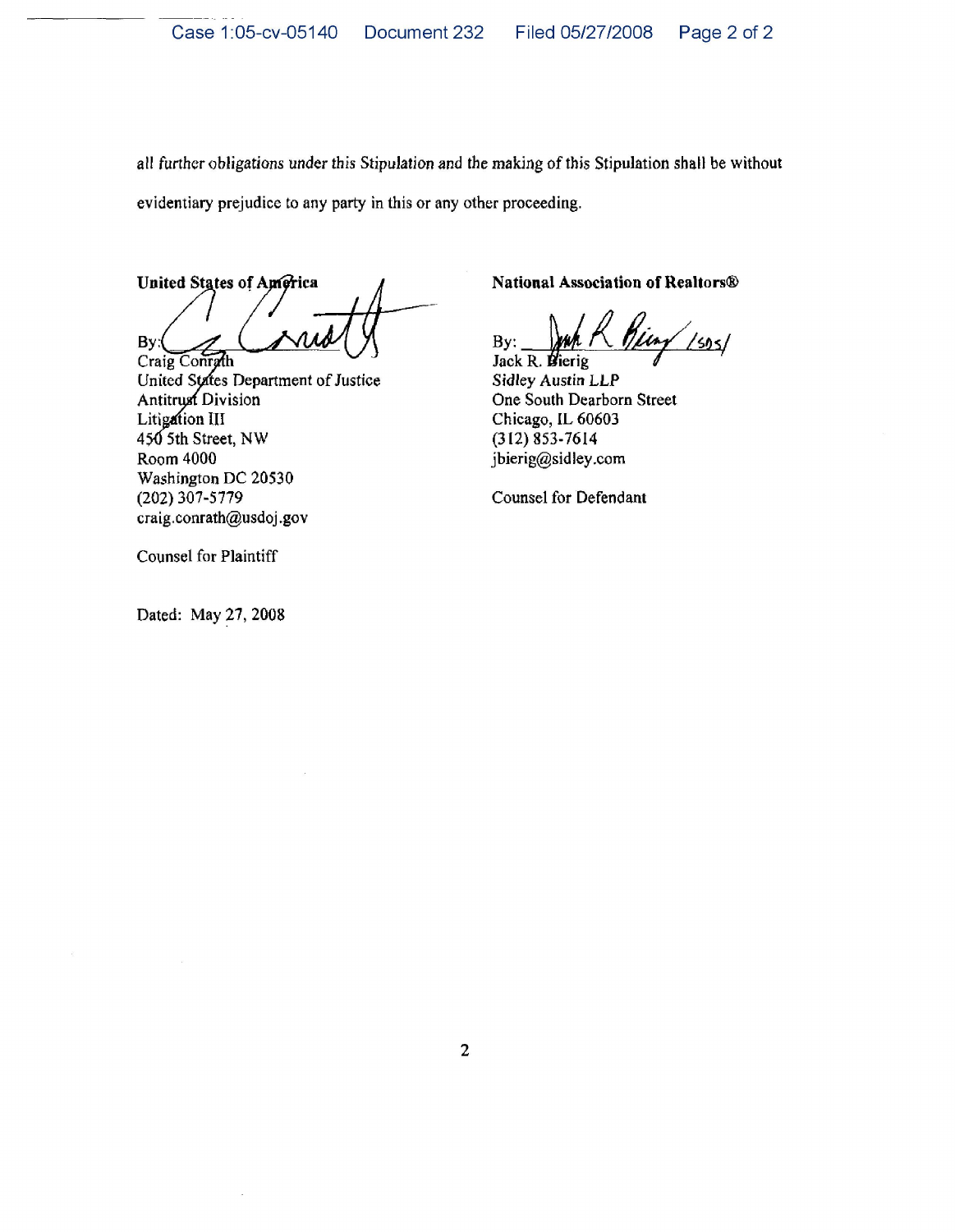all further obligations under this Stipulation and the making of this Stipulation shall be without evidentiary prejudice to any party in this or any other proceeding.

**United States of America**

By: 
Craig Conrath
United States Department of Justice
Antitrust Division
Litigation III
450 5th Street, NW
Room 4000
Washington DC 20530
(202) 307-5779
craig.conrath@usdoj.gov

Counsel for Plaintiff

**National Association of Realtors®**

By: /SDS/
Jack R. Bierig
*Sidley Austin LLP*
One South Dearborn Street
Chicago, IL 60603
(312) 853-7614
jbierig@sidley.com

Counsel for Defendant

Dated: May 27, 2008